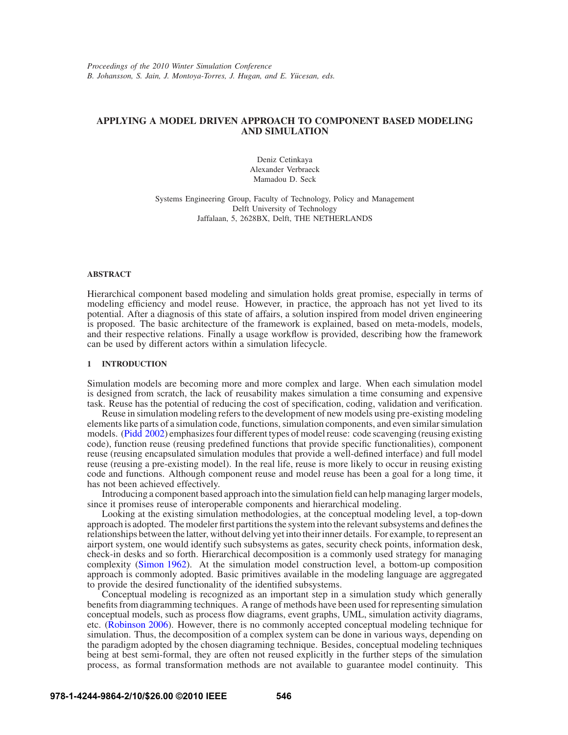*Proceedings of the 2010 Winter Simulation Conference*
*B. Johansson, S. Jain, J. Montoya-Torres, J. Hugan, and E. Yücesan, eds.*

# APPLYING A MODEL DRIVEN APPROACH TO COMPONENT BASED MODELING AND SIMULATION

Deniz Cetinkaya
Alexander Verbraeck
Mamadou D. Seck

Systems Engineering Group, Faculty of Technology, Policy and Management
Delft University of Technology
Jaffalaan, 5, 2628BX, Delft, THE NETHERLANDS

## ABSTRACT

Hierarchical component based modeling and simulation holds great promise, especially in terms of modeling efficiency and model reuse. However, in practice, the approach has not yet lived to its potential. After a diagnosis of this state of affairs, a solution inspired from model driven engineering is proposed. The basic architecture of the framework is explained, based on meta-models, models, and their respective relations. Finally a usage workflow is provided, describing how the framework can be used by different actors within a simulation lifecycle.

## 1 INTRODUCTION

Simulation models are becoming more and more complex and large. When each simulation model is designed from scratch, the lack of reusability makes simulation a time consuming and expensive task. Reuse has the potential of reducing the cost of specification, coding, validation and verification.

Reuse in simulation modeling refers to the development of new models using pre-existing modeling elements like parts of a simulation code, functions, simulation components, and even similar simulation models. (Pidd 2002) emphasizes four different types of model reuse: code scavenging (reusing existing code), function reuse (reusing predefined functions that provide specific functionalities), component reuse (reusing encapsulated simulation modules that provide a well-defined interface) and full model reuse (reusing a pre-existing model). In the real life, reuse is more likely to occur in reusing existing code and functions. Although component reuse and model reuse has been a goal for a long time, it has not been achieved effectively.

Introducing a component based approach into the simulation field can help managing larger models, since it promises reuse of interoperable components and hierarchical modeling.

Looking at the existing simulation methodologies, at the conceptual modeling level, a top-down approach is adopted. The modeler first partitions the system into the relevant subsystems and defines the relationships between the latter, without delving yet into their inner details. For example, to represent an airport system, one would identify such subsystems as gates, security check points, information desk, check-in desks and so forth. Hierarchical decomposition is a commonly used strategy for managing complexity (Simon 1962). At the simulation model construction level, a bottom-up composition approach is commonly adopted. Basic primitives available in the modeling language are aggregated to provide the desired functionality of the identified subsystems.

Conceptual modeling is recognized as an important step in a simulation study which generally benefits from diagramming techniques. A range of methods have been used for representing simulation conceptual models, such as process flow diagrams, event graphs, UML, simulation activity diagrams, etc. (Robinson 2006). However, there is no commonly accepted conceptual modeling technique for simulation. Thus, the decomposition of a complex system can be done in various ways, depending on the paradigm adopted by the chosen diagraming technique. Besides, conceptual modeling techniques being at best semi-formal, they are often not reused explicitly in the further steps of the simulation process, as formal transformation methods are not available to guarantee model continuity. This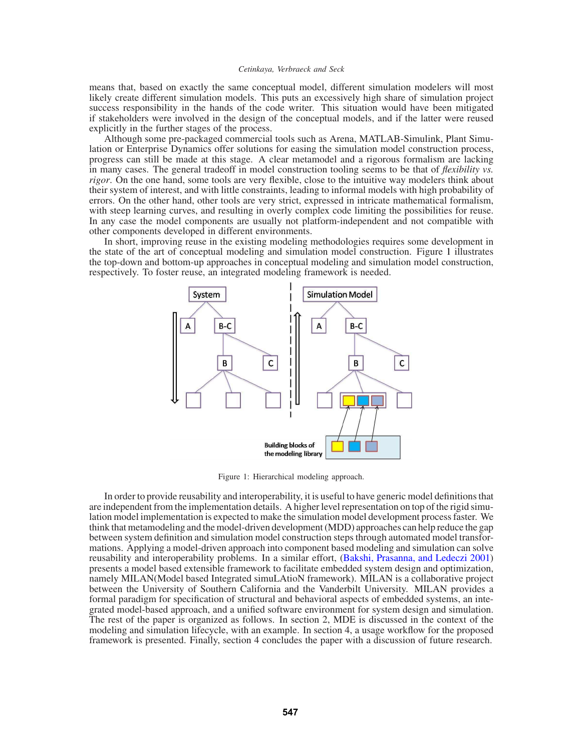means that, based on exactly the same conceptual model, different simulation modelers will most likely create different simulation models. This puts an excessively high share of simulation project success responsibility in the hands of the code writer. This situation would have been mitigated if stakeholders were involved in the design of the conceptual models, and if the latter were reused explicitly in the further stages of the process.

Although some pre-packaged commercial tools such as Arena, MATLAB-Simulink, Plant Simulation or Enterprise Dynamics offer solutions for easing the simulation model construction process, progress can still be made at this stage. A clear metamodel and a rigorous formalism are lacking in many cases. The general tradeoff in model construction tooling seems to be that of *flexibility vs. rigor*. On the one hand, some tools are very flexible, close to the intuitive way modelers think about their system of interest, and with little constraints, leading to informal models with high probability of errors. On the other hand, other tools are very strict, expressed in intricate mathematical formalism, with steep learning curves, and resulting in overly complex code limiting the possibilities for reuse. In any case the model components are usually not platform-independent and not compatible with other components developed in different environments.

In short, improving reuse in the existing modeling methodologies requires some development in the state of the art of conceptual modeling and simulation model construction. Figure 1 illustrates the top-down and bottom-up approaches in conceptual modeling and simulation model construction, respectively. To foster reuse, an integrated modeling framework is needed.

Figure 1: Hierarchical modeling approach.

In order to provide reusability and interoperability, it is useful to have generic model definitions that are independent from the implementation details. A higher level representation on top of the rigid simulation model implementation is expected to make the simulation model development process faster. We think that metamodeling and the model-driven development (MDD) approaches can help reduce the gap between system definition and simulation model construction steps through automated model transformations. Applying a model-driven approach into component based modeling and simulation can solve reusability and interoperability problems. In a similar effort, (Bakshi, Prasanna, and Ledeczi 2001) presents a model based extensible framework to facilitate embedded system design and optimization, namely MILAN(Model based Integrated simuLAtioN framework). MILAN is a collaborative project between the University of Southern California and the Vanderbilt University. MILAN provides a formal paradigm for specification of structural and behavioral aspects of embedded systems, an integrated model-based approach, and a unified software environment for system design and simulation. The rest of the paper is organized as follows. In section 2, MDE is discussed in the context of the modeling and simulation lifecycle, with an example. In section 4, a usage workflow for the proposed framework is presented. Finally, section 4 concludes the paper with a discussion of future research.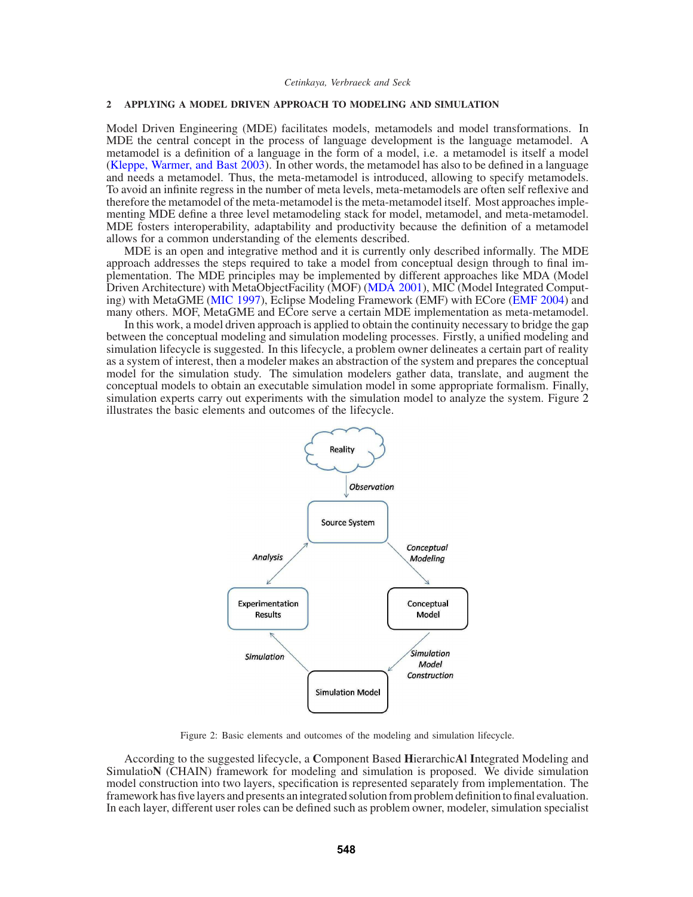## 2 APPLYING A MODEL DRIVEN APPROACH TO MODELING AND SIMULATION

Model Driven Engineering (MDE) facilitates models, metamodels and model transformations. In MDE the central concept in the process of language development is the language metamodel. A metamodel is a definition of a language in the form of a model, i.e. a metamodel is itself a model (Kleppe, Warmer, and Bast 2003). In other words, the metamodel has also to be defined in a language and needs a metamodel. Thus, the meta-metamodel is introduced, allowing to specify metamodels. To avoid an infinite regress in the number of meta levels, meta-metamodels are often self reflexive and therefore the metamodel of the meta-metamodel is the meta-metamodel itself. Most approaches implementing MDE define a three level metamodeling stack for model, metamodel, and meta-metamodel. MDE fosters interoperability, adaptability and productivity because the definition of a metamodel allows for a common understanding of the elements described.

MDE is an open and integrative method and it is currently only described informally. The MDE approach addresses the steps required to take a model from conceptual design through to final implementation. The MDE principles may be implemented by different approaches like MDA (Model Driven Architecture) with MetaObjectFacility (MOF) (MDA 2001), MIC (Model Integrated Computing) with MetaGME (MIC 1997), Eclipse Modeling Framework (EMF) with ECore (EMF 2004) and many others. MOF, MetaGME and ECore serve a certain MDE implementation as meta-metamodel.

In this work, a model driven approach is applied to obtain the continuity necessary to bridge the gap between the conceptual modeling and simulation modeling processes. Firstly, a unified modeling and simulation lifecycle is suggested. In this lifecycle, a problem owner delineates a certain part of reality as a system of interest, then a modeler makes an abstraction of the system and prepares the conceptual model for the simulation study. The simulation modelers gather data, translate, and augment the conceptual models to obtain an executable simulation model in some appropriate formalism. Finally, simulation experts carry out experiments with the simulation model to analyze the system. Figure 2 illustrates the basic elements and outcomes of the lifecycle.

Reality
Observation
Source System
Analysis
Conceptual Modeling
Experimentation Results
Conceptual Model
Simulation
Simulation Model Construction
Simulation Model

Figure 2: Basic elements and outcomes of the modeling and simulation lifecycle.

According to the suggested lifecycle, a **C**omponent Based **H**ierarchic**A**l **I**ntegrated Modeling and Simulatio**N** (CHAIN) framework for modeling and simulation is proposed. We divide simulation model construction into two layers, specification is represented separately from implementation. The framework has five layers and presents an integrated solution from problem definition to final evaluation. In each layer, different user roles can be defined such as problem owner, modeler, simulation specialist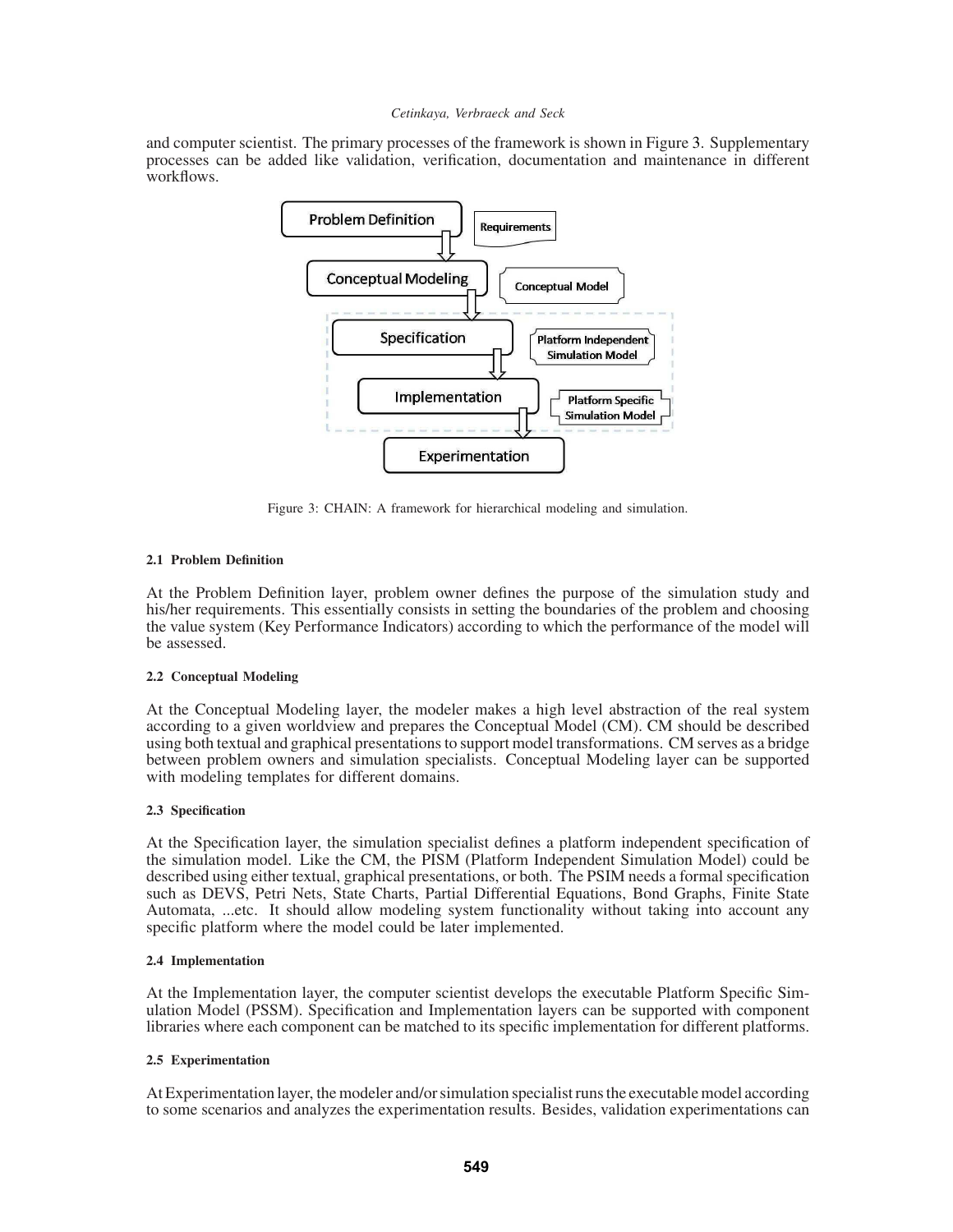and computer scientist. The primary processes of the framework is shown in Figure 3. Supplementary processes can be added like validation, verification, documentation and maintenance in different workflows.

Figure 3: CHAIN: A framework for hierarchical modeling and simulation.

### 2.1 Problem Definition

At the Problem Definition layer, problem owner defines the purpose of the simulation study and his/her requirements. This essentially consists in setting the boundaries of the problem and choosing the value system (Key Performance Indicators) according to which the performance of the model will be assessed.

### 2.2 Conceptual Modeling

At the Conceptual Modeling layer, the modeler makes a high level abstraction of the real system according to a given worldview and prepares the Conceptual Model (CM). CM should be described using both textual and graphical presentations to support model transformations. CM serves as a bridge between problem owners and simulation specialists. Conceptual Modeling layer can be supported with modeling templates for different domains.

### 2.3 Specification

At the Specification layer, the simulation specialist defines a platform independent specification of the simulation model. Like the CM, the PISM (Platform Independent Simulation Model) could be described using either textual, graphical presentations, or both. The PSIM needs a formal specification such as DEVS, Petri Nets, State Charts, Partial Differential Equations, Bond Graphs, Finite State Automata, ...etc. It should allow modeling system functionality without taking into account any specific platform where the model could be later implemented.

### 2.4 Implementation

At the Implementation layer, the computer scientist develops the executable Platform Specific Simulation Model (PSSM). Specification and Implementation layers can be supported with component libraries where each component can be matched to its specific implementation for different platforms.

### 2.5 Experimentation

At Experimentation layer, the modeler and/or simulation specialist runs the executable model according to some scenarios and analyzes the experimentation results. Besides, validation experimentations can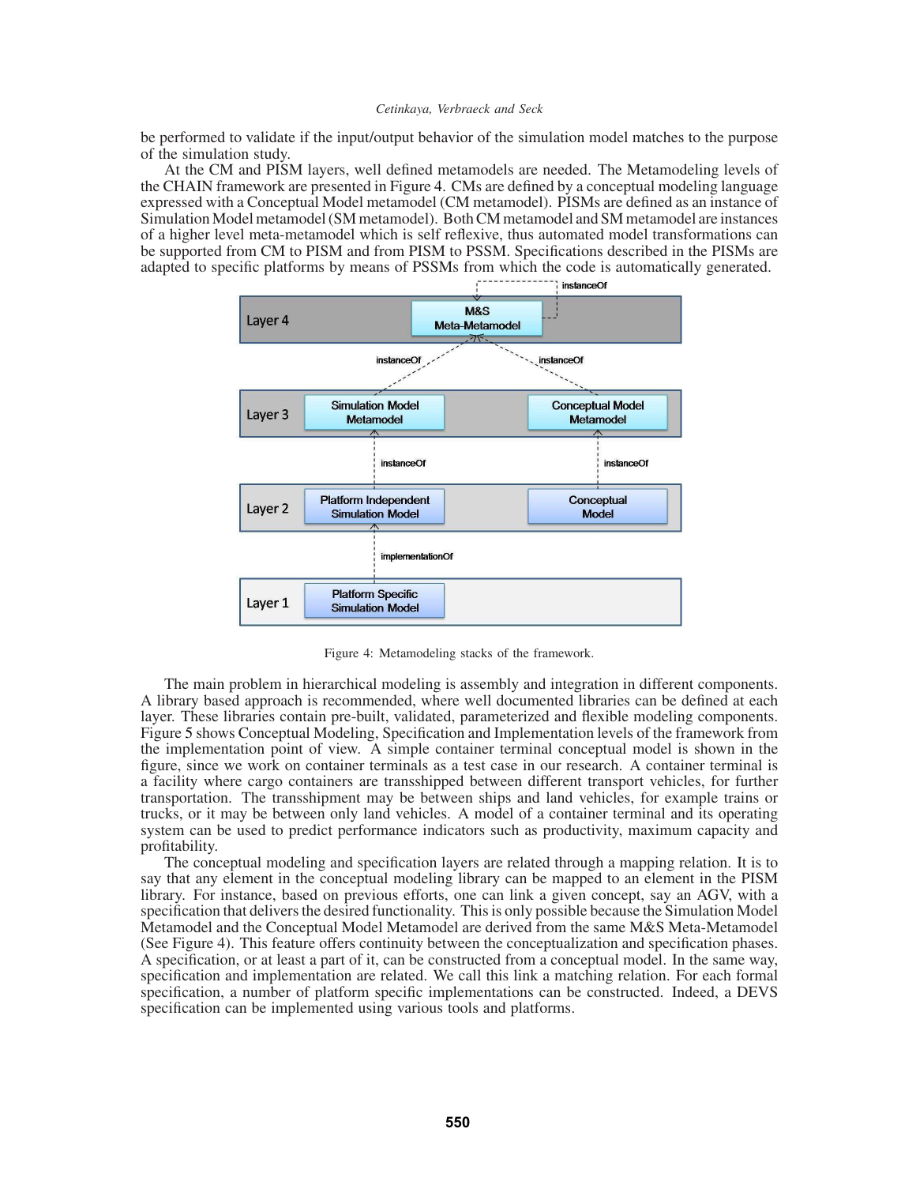be performed to validate if the input/output behavior of the simulation model matches to the purpose of the simulation study.

At the CM and PISM layers, well defined metamodels are needed. The Metamodeling levels of the CHAIN framework are presented in Figure 4. CMs are defined by a conceptual modeling language expressed with a Conceptual Model metamodel (CM metamodel). PISMs are defined as an instance of Simulation Model metamodel (SM metamodel). Both CM metamodel and SM metamodel are instances of a higher level meta-metamodel which is self reflexive, thus automated model transformations can be supported from CM to PISM and from PISM to PSSM. Specifications described in the PISMs are adapted to specific platforms by means of PSSMs from which the code is automatically generated.

Figure 4: Metamodeling stacks of the framework.

The main problem in hierarchical modeling is assembly and integration in different components. A library based approach is recommended, where well documented libraries can be defined at each layer. These libraries contain pre-built, validated, parameterized and flexible modeling components. Figure 5 shows Conceptual Modeling, Specification and Implementation levels of the framework from the implementation point of view. A simple container terminal conceptual model is shown in the figure, since we work on container terminals as a test case in our research. A container terminal is a facility where cargo containers are transshipped between different transport vehicles, for further transportation. The transshipment may be between ships and land vehicles, for example trains or trucks, or it may be between only land vehicles. A model of a container terminal and its operating system can be used to predict performance indicators such as productivity, maximum capacity and profitability.

The conceptual modeling and specification layers are related through a mapping relation. It is to say that any element in the conceptual modeling library can be mapped to an element in the PISM library. For instance, based on previous efforts, one can link a given concept, say an AGV, with a specification that delivers the desired functionality. This is only possible because the Simulation Model Metamodel and the Conceptual Model Metamodel are derived from the same M&S Meta-Metamodel (See Figure 4). This feature offers continuity between the conceptualization and specification phases. A specification, or at least a part of it, can be constructed from a conceptual model. In the same way, specification and implementation are related. We call this link a matching relation. For each formal specification, a number of platform specific implementations can be constructed. Indeed, a DEVS specification can be implemented using various tools and platforms.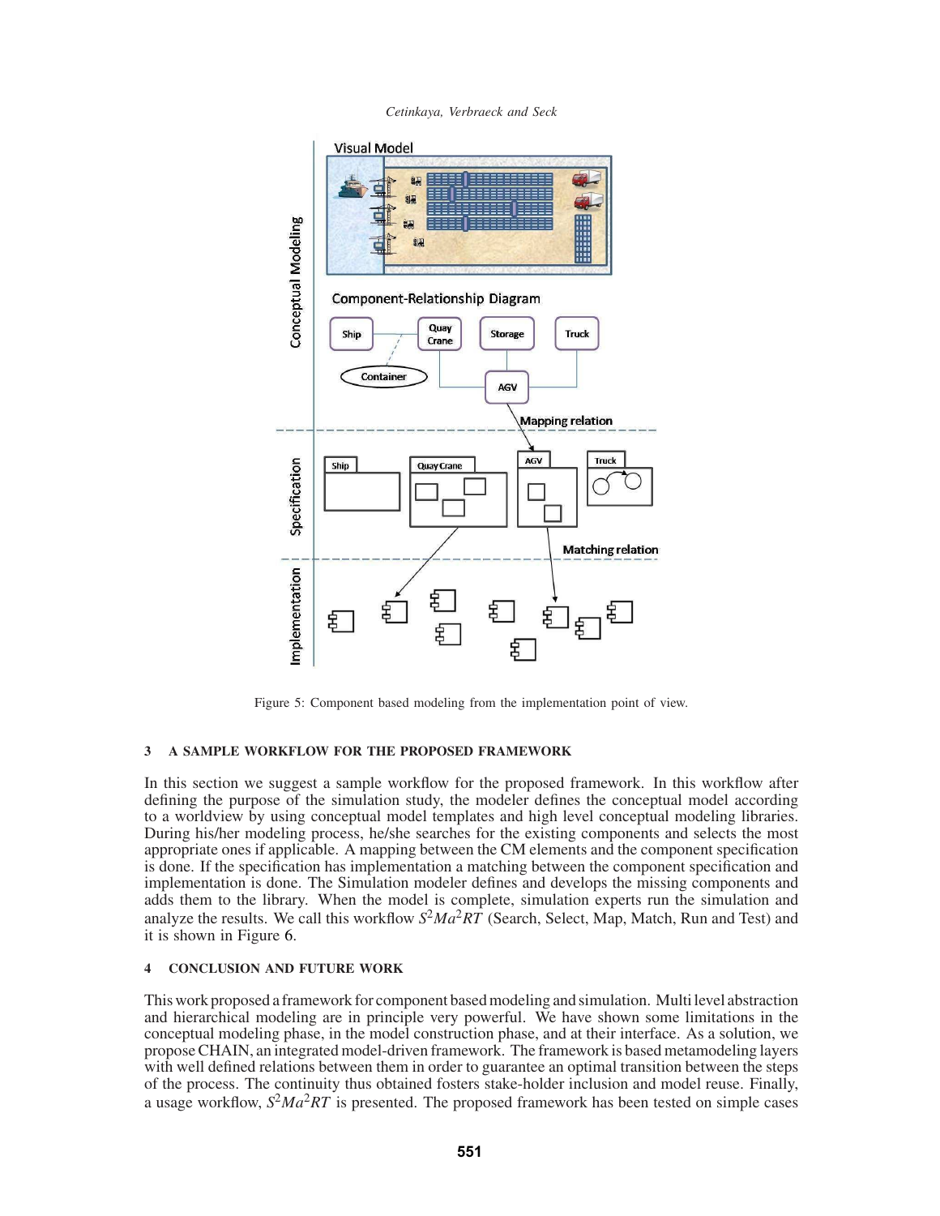Figure 5: Component based modeling from the implementation point of view.

## 3 A SAMPLE WORKFLOW FOR THE PROPOSED FRAMEWORK

In this section we suggest a sample workflow for the proposed framework. In this workflow after defining the purpose of the simulation study, the modeler defines the conceptual model according to a worldview by using conceptual model templates and high level conceptual modeling libraries. During his/her modeling process, he/she searches for the existing components and selects the most appropriate ones if applicable. A mapping between the CM elements and the component specification is done. If the specification has implementation a matching between the component specification and implementation is done. The Simulation modeler defines and develops the missing components and adds them to the library. When the model is complete, simulation experts run the simulation and analyze the results. We call this workflow $S^2Ma^2RT$ (Search, Select, Map, Match, Run and Test) and it is shown in Figure 6.

## 4 CONCLUSION AND FUTURE WORK

This work proposed a framework for component based modeling and simulation. Multi level abstraction and hierarchical modeling are in principle very powerful. We have shown some limitations in the conceptual modeling phase, in the model construction phase, and at their interface. As a solution, we propose CHAIN, an integrated model-driven framework. The framework is based metamodeling layers with well defined relations between them in order to guarantee an optimal transition between the steps of the process. The continuity thus obtained fosters stake-holder inclusion and model reuse. Finally, a usage workflow, $S^2Ma^2RT$ is presented. The proposed framework has been tested on simple cases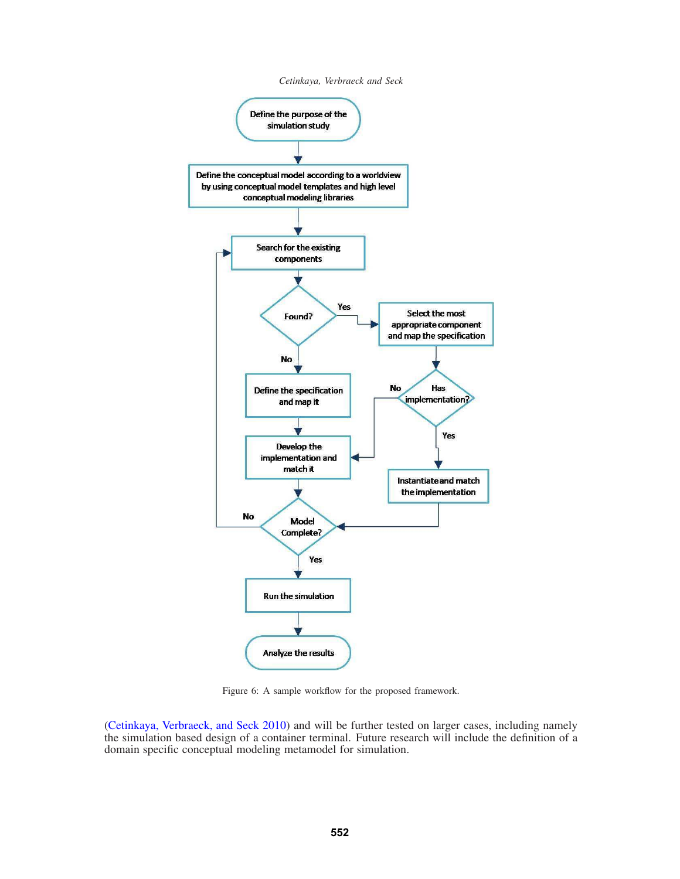Figure 6: A sample workflow for the proposed framework.

(Cetinkaya, Verbraeck, and Seck 2010) and will be further tested on larger cases, including namely the simulation based design of a container terminal. Future research will include the definition of a domain specific conceptual modeling metamodel for simulation.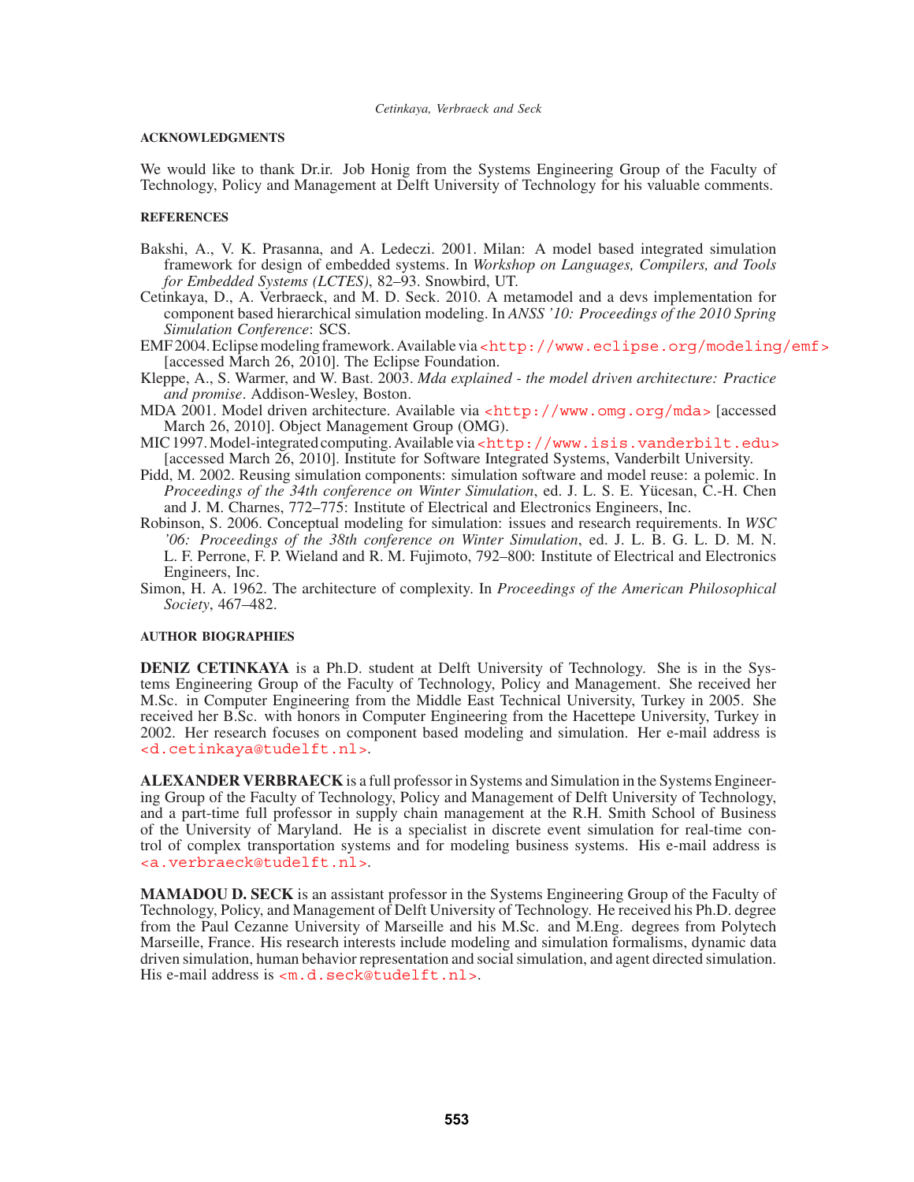## ACKNOWLEDGMENTS

We would like to thank Dr.ir. Job Honig from the Systems Engineering Group of the Faculty of Technology, Policy and Management at Delft University of Technology for his valuable comments.

## REFERENCES

Bakshi, A., V. K. Prasanna, and A. Ledeczi. 2001. Milan: A model based integrated simulation framework for design of embedded systems. In *Workshop on Languages, Compilers, and Tools for Embedded Systems (LCTES)*, 82–93. Snowbird, UT.

Cetinkaya, D., A. Verbraeck, and M. D. Seck. 2010. A metamodel and a devs implementation for component based hierarchical simulation modeling. In *ANSS '10: Proceedings of the 2010 Spring Simulation Conference*: SCS.

EMF 2004. Eclipse modeling framework. Available via <http://www.eclipse.org/modeling/emf> [accessed March 26, 2010]. The Eclipse Foundation.

Kleppe, A., S. Warmer, and W. Bast. 2003. *Mda explained - the model driven architecture: Practice and promise*. Addison-Wesley, Boston.

MDA 2001. Model driven architecture. Available via <http://www.omg.org/mda> [accessed March 26, 2010]. Object Management Group (OMG).

MIC 1997. Model-integrated computing. Available via <http://www.isis.vanderbilt.edu> [accessed March 26, 2010]. Institute for Software Integrated Systems, Vanderbilt University.

Pidd, M. 2002. Reusing simulation components: simulation software and model reuse: a polemic. In *Proceedings of the 34th conference on Winter Simulation*, ed. J. L. S. E. Yücesan, C.-H. Chen and J. M. Charnes, 772–775: Institute of Electrical and Electronics Engineers, Inc.

Robinson, S. 2006. Conceptual modeling for simulation: issues and research requirements. In *WSC '06: Proceedings of the 38th conference on Winter Simulation*, ed. J. L. B. G. L. D. M. N. L. F. Perrone, F. P. Wieland and R. M. Fujimoto, 792–800: Institute of Electrical and Electronics Engineers, Inc.

Simon, H. A. 1962. The architecture of complexity. In *Proceedings of the American Philosophical Society*, 467–482.

## AUTHOR BIOGRAPHIES

**DENIZ CETINKAYA** is a Ph.D. student at Delft University of Technology. She is in the Systems Engineering Group of the Faculty of Technology, Policy and Management. She received her M.Sc. in Computer Engineering from the Middle East Technical University, Turkey in 2005. She received her B.Sc. with honors in Computer Engineering from the Hacettepe University, Turkey in 2002. Her research focuses on component based modeling and simulation. Her e-mail address is <d.cetinkaya@tudelft.nl>.

**ALEXANDER VERBRAECK** is a full professor in Systems and Simulation in the Systems Engineering Group of the Faculty of Technology, Policy and Management of Delft University of Technology, and a part-time full professor in supply chain management at the R.H. Smith School of Business of the University of Maryland. He is a specialist in discrete event simulation for real-time control of complex transportation systems and for modeling business systems. His e-mail address is <a.verbraeck@tudelft.nl>.

**MAMADOU D. SECK** is an assistant professor in the Systems Engineering Group of the Faculty of Technology, Policy, and Management of Delft University of Technology. He received his Ph.D. degree from the Paul Cezanne University of Marseille and his M.Sc. and M.Eng. degrees from Polytech Marseille, France. His research interests include modeling and simulation formalisms, dynamic data driven simulation, human behavior representation and social simulation, and agent directed simulation. His e-mail address is <m.d.seck@tudelft.nl>.